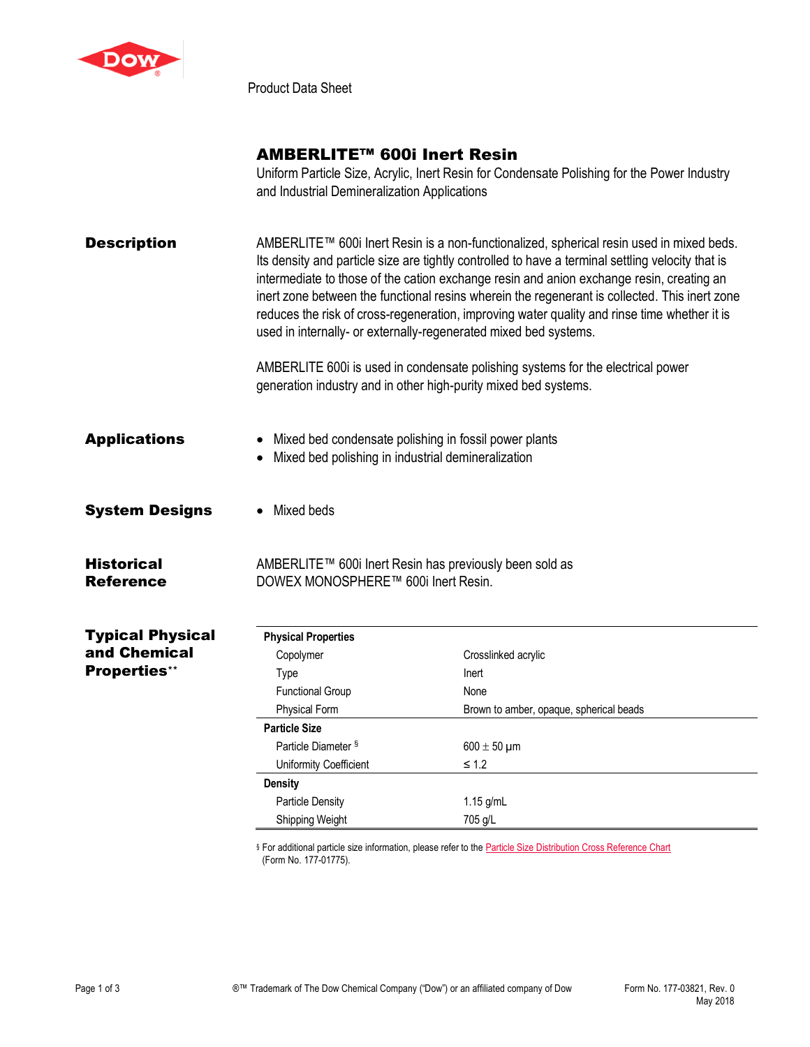Product Data Sheet

# AMBERLITE™ 600i Inert Resin

Uniform Particle Size, Acrylic, Inert Resin for Condensate Polishing for the Power Industry and Industrial Demineralization Applications

## Description

AMBERLITE™ 600i Inert Resin is a non-functionalized, spherical resin used in mixed beds. Its density and particle size are tightly controlled to have a terminal settling velocity that is intermediate to those of the cation exchange resin and anion exchange resin, creating an inert zone between the functional resins wherein the regenerant is collected. This inert zone reduces the risk of cross-regeneration, improving water quality and rinse time whether it is used in internally- or externally-regenerated mixed bed systems.

AMBERLITE 600i is used in condensate polishing systems for the electrical power generation industry and in other high-purity mixed bed systems.

## Applications

- Mixed bed condensate polishing in fossil power plants
- Mixed bed polishing in industrial demineralization

## System Designs

- Mixed beds

## Historical Reference

AMBERLITE™ 600i Inert Resin has previously been sold as DOWEX MONOSPHERE™ 600i Inert Resin.

## Typical Physical and Chemical Properties**

| Property | Value |
|---|---|
| **Physical Properties** | |
| Copolymer | Crosslinked acrylic |
| Type | Inert |
| Functional Group | None |
| Physical Form | Brown to amber, opaque, spherical beads |
| **Particle Size** | |
| Particle Diameter § | 600 ± 50 µm |
| Uniformity Coefficient | ≤ 1.2 |
| **Density** | |
| Particle Density | 1.15 g/mL |
| Shipping Weight | 705 g/L |

§ For additional particle size information, please refer to the Particle Size Distribution Cross Reference Chart (Form No. 177-01775).

®™ Trademark of The Dow Chemical Company ("Dow") or an affiliated company of Dow

Form No. 177-03821, Rev. 0
May 2018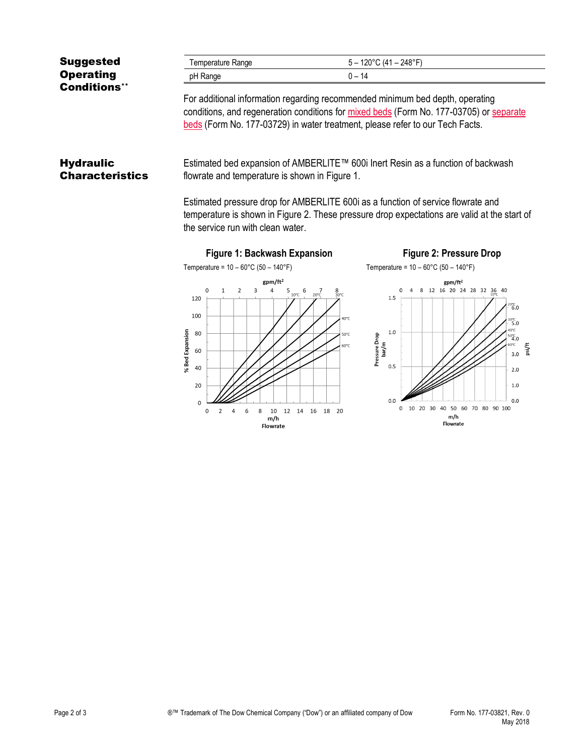## Suggested Operating Conditions**

| Temperature Range | 5 – 120°C (41 – 248°F) |
| --- | --- |
| pH Range | 0 – 14 |

For additional information regarding recommended minimum bed depth, operating conditions, and regeneration conditions for mixed beds (Form No. 177-03705) or separate beds (Form No. 177-03729) in water treatment, please refer to our Tech Facts.

## Hydraulic Characteristics

Estimated bed expansion of AMBERLITE™ 600i Inert Resin as a function of backwash flowrate and temperature is shown in Figure 1.

Estimated pressure drop for AMBERLITE 600i as a function of service flowrate and temperature is shown in Figure 2. These pressure drop expectations are valid at the start of the service run with clean water.

**Figure 1: Backwash Expansion**

Temperature = 10 – 60°C (50 – 140°F)

**Figure 2: Pressure Drop**

Temperature = 10 – 60°C (50 – 140°F)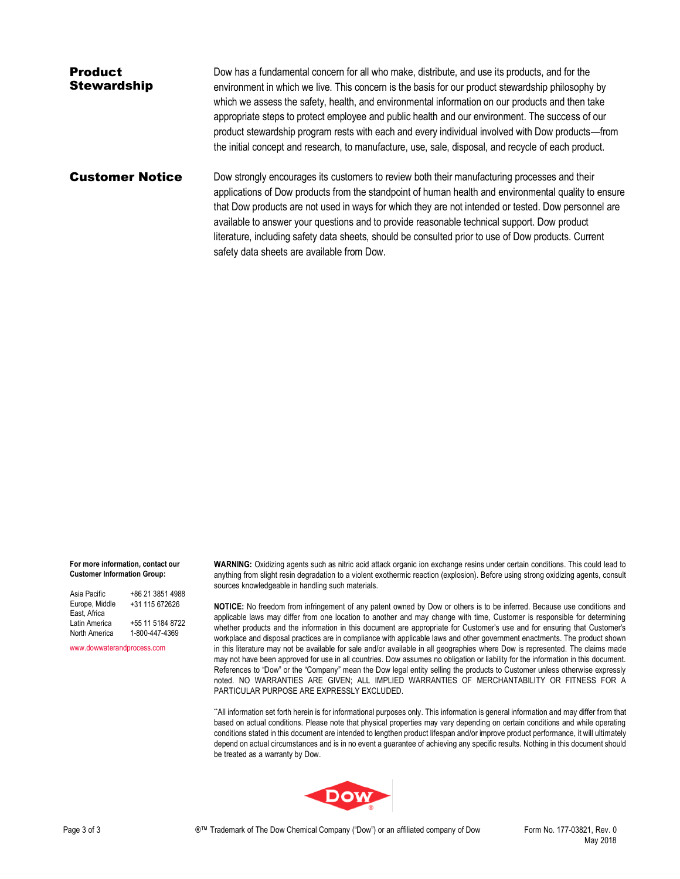## Product Stewardship

Dow has a fundamental concern for all who make, distribute, and use its products, and for the environment in which we live. This concern is the basis for our product stewardship philosophy by which we assess the safety, health, and environmental information on our products and then take appropriate steps to protect employee and public health and our environment. The success of our product stewardship program rests with each and every individual involved with Dow products—from the initial concept and research, to manufacture, use, sale, disposal, and recycle of each product.

## Customer Notice

Dow strongly encourages its customers to review both their manufacturing processes and their applications of Dow products from the standpoint of human health and environmental quality to ensure that Dow products are not used in ways for which they are not intended or tested. Dow personnel are available to answer your questions and to provide reasonable technical support. Dow product literature, including safety data sheets, should be consulted prior to use of Dow products. Current safety data sheets are available from Dow.

**For more information, contact our Customer Information Group:**

| | |
|---|---|
| Asia Pacific | +86 21 3851 4988 |
| Europe, Middle East, Africa | +31 115 672626 |
| Latin America | +55 11 5184 8722 |
| North America | 1-800-447-4369 |

www.dowwaterandprocess.com

**WARNING:** Oxidizing agents such as nitric acid attack organic ion exchange resins under certain conditions. This could lead to anything from slight resin degradation to a violent exothermic reaction (explosion). Before using strong oxidizing agents, consult sources knowledgeable in handling such materials.

**NOTICE:** No freedom from infringement of any patent owned by Dow or others is to be inferred. Because use conditions and applicable laws may differ from one location to another and may change with time, Customer is responsible for determining whether products and the information in this document are appropriate for Customer's use and for ensuring that Customer's workplace and disposal practices are in compliance with applicable laws and other government enactments. The product shown in this literature may not be available for sale and/or available in all geographies where Dow is represented. The claims made may not have been approved for use in all countries. Dow assumes no obligation or liability for the information in this document. References to "Dow" or the "Company" mean the Dow legal entity selling the products to Customer unless otherwise expressly noted. NO WARRANTIES ARE GIVEN; ALL IMPLIED WARRANTIES OF MERCHANTABILITY OR FITNESS FOR A PARTICULAR PURPOSE ARE EXPRESSLY EXCLUDED.

"All information set forth herein is for informational purposes only. This information is general information and may differ from that based on actual conditions. Please note that physical properties may vary depending on certain conditions and while operating conditions stated in this document are intended to lengthen product lifespan and/or improve product performance, it will ultimately depend on actual circumstances and is in no event a guarantee of achieving any specific results. Nothing in this document should be treated as a warranty by Dow.

®™ Trademark of The Dow Chemical Company ("Dow") or an affiliated company of Dow

Form No. 177-03821, Rev. 0
May 2018